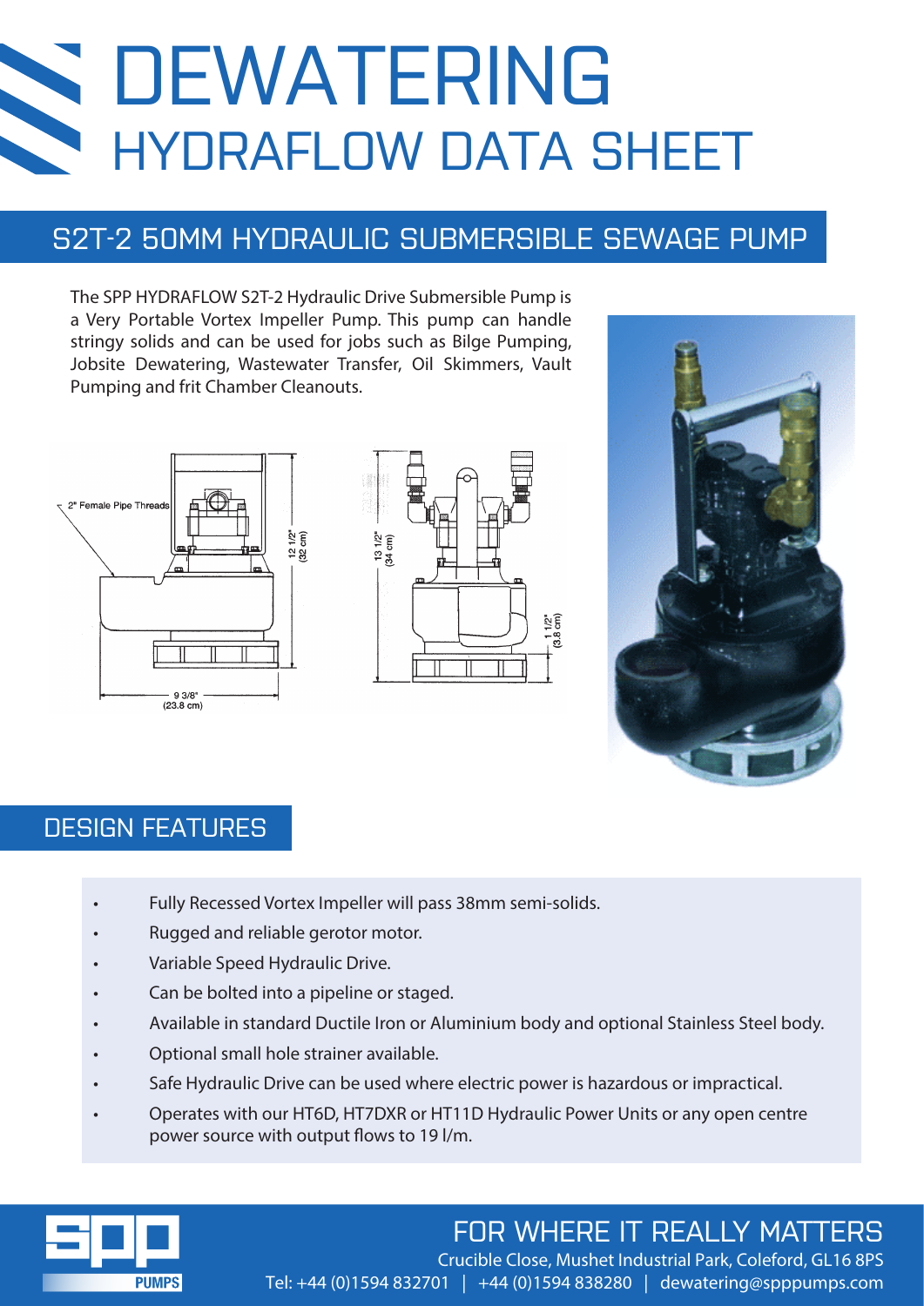# DEWATERING
## HYDRAFLOW DATA SHEET

## S2T-2 50MM HYDRAULIC SUBMERSIBLE SEWAGE PUMP

The SPP HYDRAFLOW S2T-2 Hydraulic Drive Submersible Pump is a Very Portable Vortex Impeller Pump. This pump can handle stringy solids and can be used for jobs such as Bilge Pumping, Jobsite Dewatering, Wastewater Transfer, Oil Skimmers, Vault Pumping and frit Chamber Cleanouts.

2" Female Pipe Threads

12 1/2" (32 cm)

9 3/8" (23.8 cm)

13 1/2" (34 cm)

1 1/2" (3.8 cm)

## DESIGN FEATURES

- Fully Recessed Vortex Impeller will pass 38mm semi-solids.
- Rugged and reliable gerotor motor.
- Variable Speed Hydraulic Drive.
- Can be bolted into a pipeline or staged.
- Available in standard Ductile Iron or Aluminium body and optional Stainless Steel body.
- Optional small hole strainer available.
- Safe Hydraulic Drive can be used where electric power is hazardous or impractical.
- Operates with our HT6D, HT7DXR or HT11D Hydraulic Power Units or any open centre power source with output flows to 19 l/m.

SPP PUMPS

FOR WHERE IT REALLY MATTERS

Crucible Close, Mushet Industrial Park, Coleford, GL16 8PS

Tel: +44 (0)1594 832701 | +44 (0)1594 838280 | dewatering@spppumps.com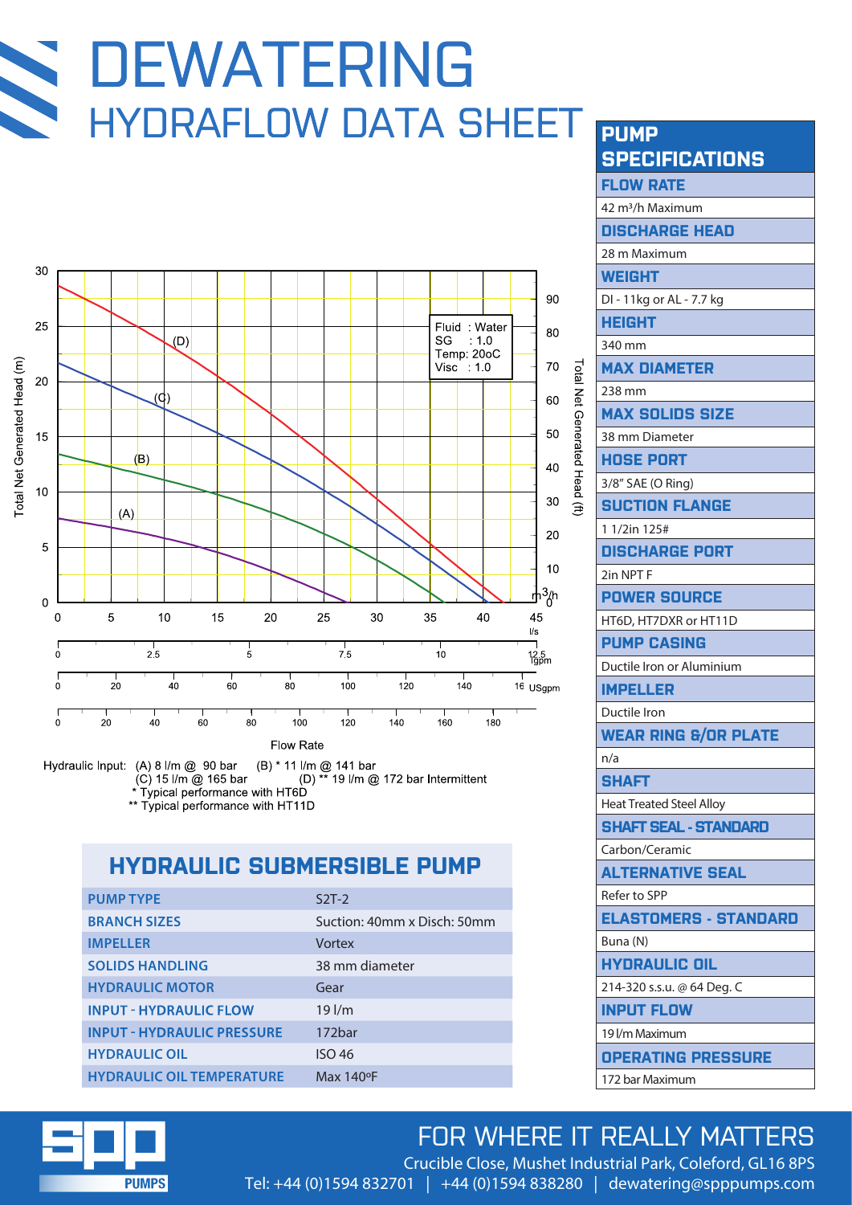# DEWATERING
## HYDRAFLOW DATA SHEET

Total Net Generated Head (m)
30
25
20
15
10
5
0

Total Net Generated Head (ft)
90
80
70
60
50
40
30
20
10
0

(D)
(C)
(B)
(A)

Fluid : Water
SG : 1.0
Temp: 20oC
Visc : 1.0

0 5 10 15 20 25 30 35 40 45 $m^3/h$
l/s
0 2.5 5 7.5 10 12.5 Igpm
0 20 40 60 80 100 120 140 16 USgpm
0 20 40 60 80 100 120 140 160 180

Flow Rate

Hydraulic Input: (A) 8 l/m @ 90 bar (B) * 11 l/m @ 141 bar
(C) 15 l/m @ 165 bar (D) ** 19 l/m @ 172 bar Intermittent
* Typical performance with HT6D
** Typical performance with HT11D

## HYDRAULIC SUBMERSIBLE PUMP

| | |
|---|---|
| **PUMP TYPE** | S2T-2 |
| **BRANCH SIZES** | Suction: 40mm x Disch: 50mm |
| **IMPELLER** | Vortex |
| **SOLIDS HANDLING** | 38 mm diameter |
| **HYDRAULIC MOTOR** | Gear |
| **INPUT - HYDRAULIC FLOW** | 19 l/m |
| **INPUT - HYDRAULIC PRESSURE** | 172bar |
| **HYDRAULIC OIL** | ISO 46 |
| **HYDRAULIC OIL TEMPERATURE** | Max 140ºF |

## PUMP SPECIFICATIONS

**FLOW RATE**
42 $m^3/h$ Maximum

**DISCHARGE HEAD**
28 m Maximum

**WEIGHT**
DI - 11kg or AL - 7.7 kg

**HEIGHT**
340 mm

**MAX DIAMETER**
238 mm

**MAX SOLIDS SIZE**
38 mm Diameter

**HOSE PORT**
3/8" SAE (O Ring)

**SUCTION FLANGE**
1 1/2in 125#

**DISCHARGE PORT**
2in NPT F

**POWER SOURCE**
HT6D, HT7DXR or HT11D

**PUMP CASING**
Ductile Iron or Aluminium

**IMPELLER**
Ductile Iron

**WEAR RING &/OR PLATE**
n/a

**SHAFT**
Heat Treated Steel Alloy

**SHAFT SEAL - STANDARD**
Carbon/Ceramic

**ALTERNATIVE SEAL**
Refer to SPP

**ELASTOMERS - STANDARD**
Buna (N)

**HYDRAULIC OIL**
214-320 s.s.u. @ 64 Deg. C

**INPUT FLOW**
19 l/m Maximum

**OPERATING PRESSURE**
172 bar Maximum

SPP PUMPS

FOR WHERE IT REALLY MATTERS
Crucible Close, Mushet Industrial Park, Coleford, GL16 8PS
Tel: +44 (0)1594 832701 | +44 (0)1594 838280 | dewatering@spppumps.com